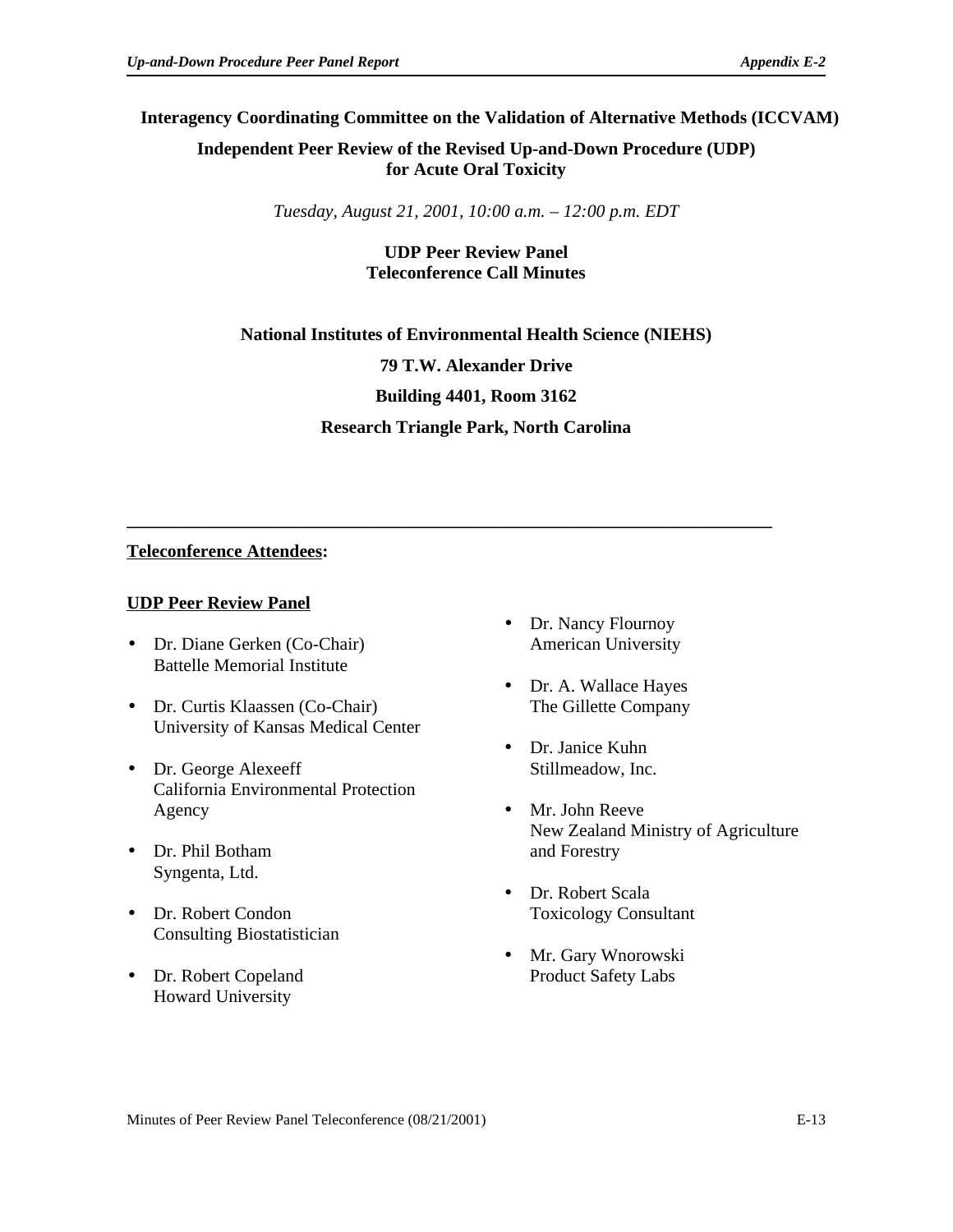**Interagency Coordinating Committee on the Validation of Alternative Methods (ICCVAM)**

**Independent Peer Review of the Revised Up-and-Down Procedure (UDP) for Acute Oral Toxicity**

*Tuesday, August 21, 2001, 10:00 a.m. – 12:00 p.m. EDT*

**UDP Peer Review Panel**
**Teleconference Call Minutes**

**National Institutes of Environmental Health Science (NIEHS)**

**79 T.W. Alexander Drive**

**Building 4401, Room 3162**

**Research Triangle Park, North Carolina**

---

**Teleconference Attendees:**

**UDP Peer Review Panel**

- Dr. Diane Gerken (Co-Chair)
  Battelle Memorial Institute
- Dr. Curtis Klaassen (Co-Chair)
  University of Kansas Medical Center
- Dr. George Alexeeff
  California Environmental Protection Agency
- Dr. Phil Botham
  Syngenta, Ltd.
- Dr. Robert Condon
  Consulting Biostatistician
- Dr. Robert Copeland
  Howard University
- Dr. Nancy Flournoy
  American University
- Dr. A. Wallace Hayes
  The Gillette Company
- Dr. Janice Kuhn
  Stillmeadow, Inc.
- Mr. John Reeve
  New Zealand Ministry of Agriculture and Forestry
- Dr. Robert Scala
  Toxicology Consultant
- Mr. Gary Wnorowski
  Product Safety Labs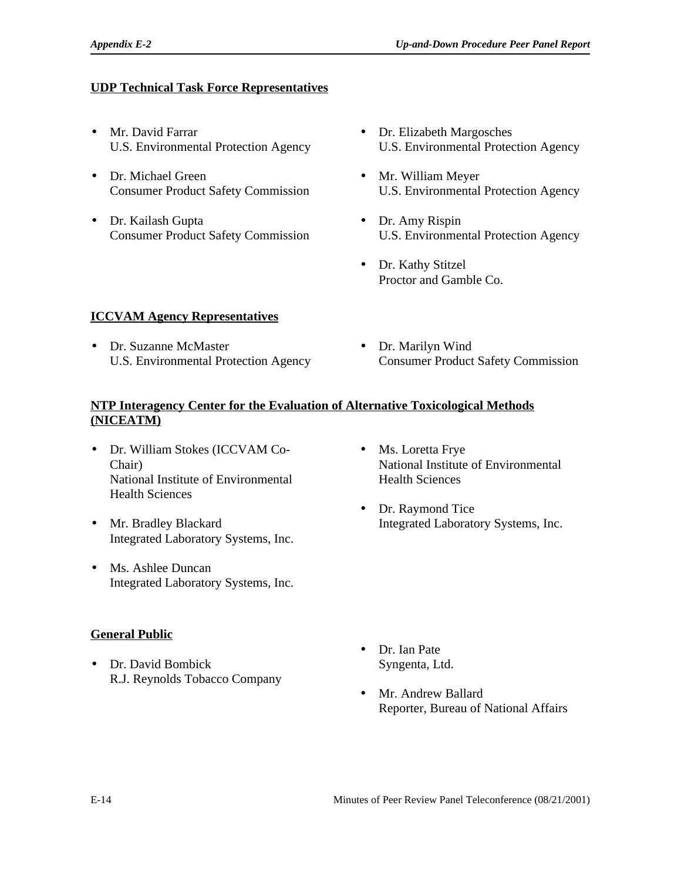**UDP Technical Task Force Representatives**

- Mr. David Farrar
  U.S. Environmental Protection Agency
- Dr. Michael Green
  Consumer Product Safety Commission
- Dr. Kailash Gupta
  Consumer Product Safety Commission
- Dr. Elizabeth Margosches
  U.S. Environmental Protection Agency
- Mr. William Meyer
  U.S. Environmental Protection Agency
- Dr. Amy Rispin
  U.S. Environmental Protection Agency
- Dr. Kathy Stitzel
  Proctor and Gamble Co.

**ICCVAM Agency Representatives**

- Dr. Suzanne McMaster
  U.S. Environmental Protection Agency
- Dr. Marilyn Wind
  Consumer Product Safety Commission

**NTP Interagency Center for the Evaluation of Alternative Toxicological Methods (NICEATM)**

- Dr. William Stokes (ICCVAM Co-Chair)
  National Institute of Environmental Health Sciences
- Mr. Bradley Blackard
  Integrated Laboratory Systems, Inc.
- Ms. Ashlee Duncan
  Integrated Laboratory Systems, Inc.
- Ms. Loretta Frye
  National Institute of Environmental Health Sciences
- Dr. Raymond Tice
  Integrated Laboratory Systems, Inc.

**General Public**

- Dr. David Bombick
  R.J. Reynolds Tobacco Company
- Dr. Ian Pate
  Syngenta, Ltd.
- Mr. Andrew Ballard
  Reporter, Bureau of National Affairs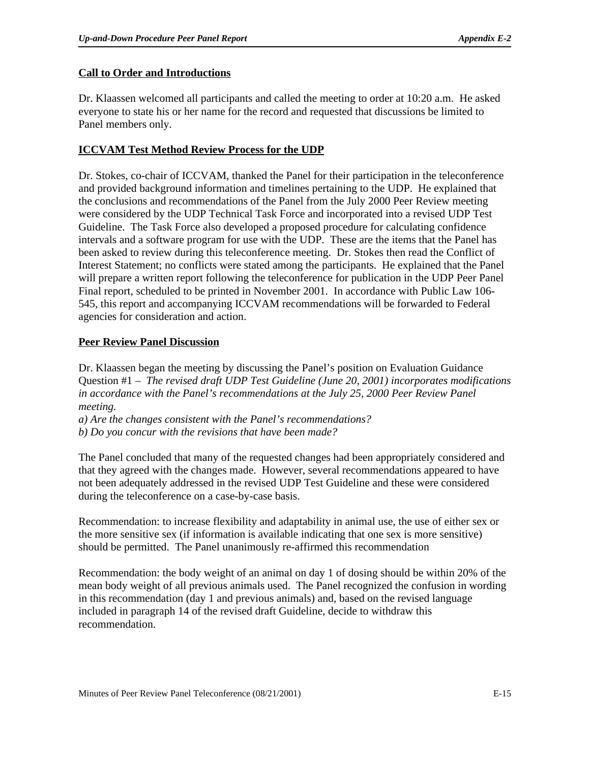**Call to Order and Introductions**

Dr. Klaassen welcomed all participants and called the meeting to order at 10:20 a.m. He asked everyone to state his or her name for the record and requested that discussions be limited to Panel members only.

**ICCVAM Test Method Review Process for the UDP**

Dr. Stokes, co-chair of ICCVAM, thanked the Panel for their participation in the teleconference and provided background information and timelines pertaining to the UDP. He explained that the conclusions and recommendations of the Panel from the July 2000 Peer Review meeting were considered by the UDP Technical Task Force and incorporated into a revised UDP Test Guideline. The Task Force also developed a proposed procedure for calculating confidence intervals and a software program for use with the UDP. These are the items that the Panel has been asked to review during this teleconference meeting. Dr. Stokes then read the Conflict of Interest Statement; no conflicts were stated among the participants. He explained that the Panel will prepare a written report following the teleconference for publication in the UDP Peer Panel Final report, scheduled to be printed in November 2001. In accordance with Public Law 106-545, this report and accompanying ICCVAM recommendations will be forwarded to Federal agencies for consideration and action.

**Peer Review Panel Discussion**

Dr. Klaassen began the meeting by discussing the Panel's position on Evaluation Guidance Question #1 – *The revised draft UDP Test Guideline (June 20, 2001) incorporates modifications in accordance with the Panel's recommendations at the July 25, 2000 Peer Review Panel meeting.*
*a) Are the changes consistent with the Panel's recommendations?*
*b) Do you concur with the revisions that have been made?*

The Panel concluded that many of the requested changes had been appropriately considered and that they agreed with the changes made. However, several recommendations appeared to have not been adequately addressed in the revised UDP Test Guideline and these were considered during the teleconference on a case-by-case basis.

Recommendation: to increase flexibility and adaptability in animal use, the use of either sex or the more sensitive sex (if information is available indicating that one sex is more sensitive) should be permitted. The Panel unanimously re-affirmed this recommendation

Recommendation: the body weight of an animal on day 1 of dosing should be within 20% of the mean body weight of all previous animals used. The Panel recognized the confusion in wording in this recommendation (day 1 and previous animals) and, based on the revised language included in paragraph 14 of the revised draft Guideline, decide to withdraw this recommendation.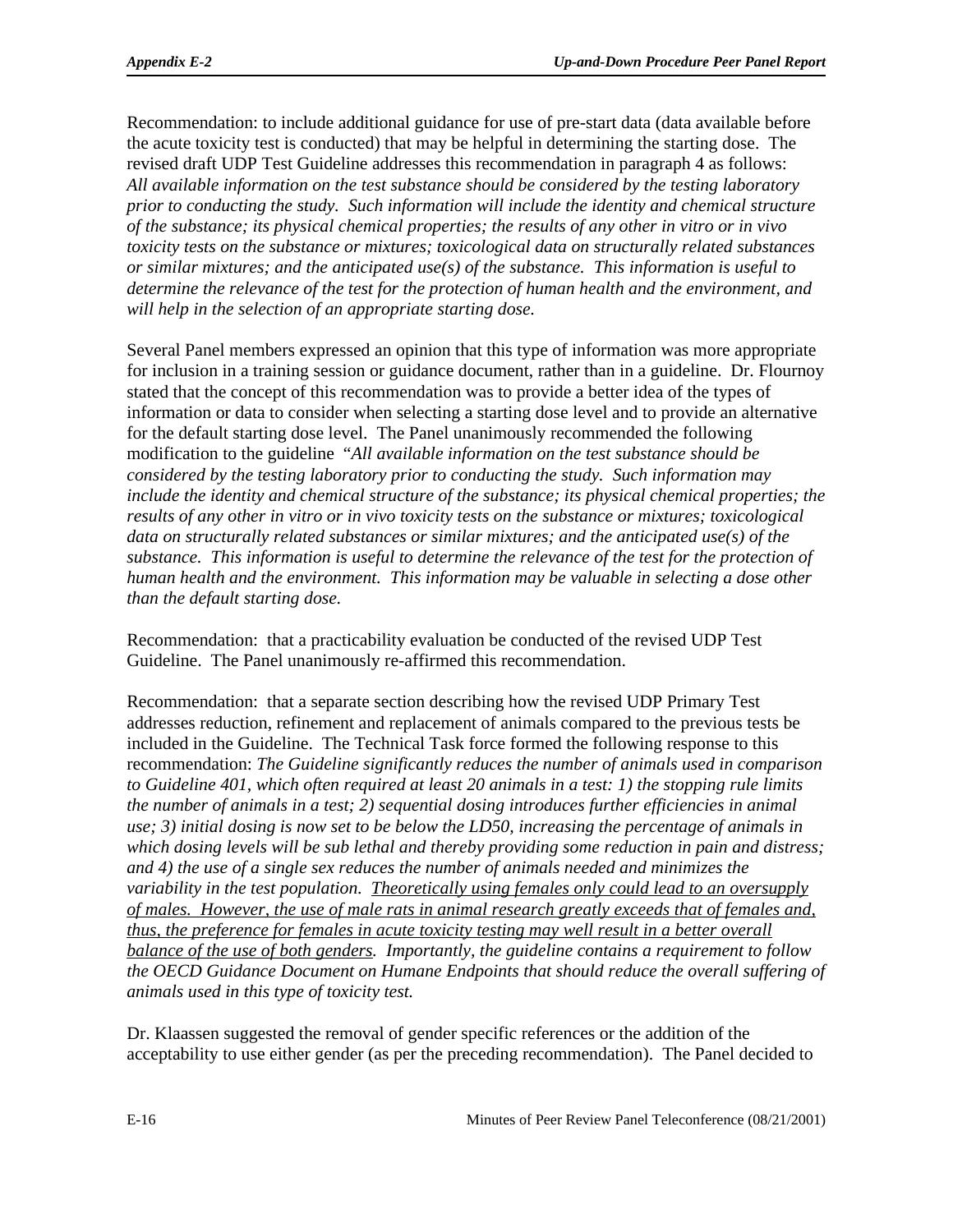Recommendation: to include additional guidance for use of pre-start data (data available before the acute toxicity test is conducted) that may be helpful in determining the starting dose. The revised draft UDP Test Guideline addresses this recommendation in paragraph 4 as follows: *All available information on the test substance should be considered by the testing laboratory prior to conducting the study. Such information will include the identity and chemical structure of the substance; its physical chemical properties; the results of any other in vitro or in vivo toxicity tests on the substance or mixtures; toxicological data on structurally related substances or similar mixtures; and the anticipated use(s) of the substance. This information is useful to determine the relevance of the test for the protection of human health and the environment, and will help in the selection of an appropriate starting dose.*

Several Panel members expressed an opinion that this type of information was more appropriate for inclusion in a training session or guidance document, rather than in a guideline. Dr. Flournoy stated that the concept of this recommendation was to provide a better idea of the types of information or data to consider when selecting a starting dose level and to provide an alternative for the default starting dose level. The Panel unanimously recommended the following modification to the guideline *"All available information on the test substance should be considered by the testing laboratory prior to conducting the study. Such information may include the identity and chemical structure of the substance; its physical chemical properties; the results of any other in vitro or in vivo toxicity tests on the substance or mixtures; toxicological data on structurally related substances or similar mixtures; and the anticipated use(s) of the substance. This information is useful to determine the relevance of the test for the protection of human health and the environment. This information may be valuable in selecting a dose other than the default starting dose.*

Recommendation: that a practicability evaluation be conducted of the revised UDP Test Guideline. The Panel unanimously re-affirmed this recommendation.

Recommendation: that a separate section describing how the revised UDP Primary Test addresses reduction, refinement and replacement of animals compared to the previous tests be included in the Guideline. The Technical Task force formed the following response to this recommendation: *The Guideline significantly reduces the number of animals used in comparison to Guideline 401, which often required at least 20 animals in a test: 1) the stopping rule limits the number of animals in a test; 2) sequential dosing introduces further efficiencies in animal use; 3) initial dosing is now set to be below the LD50, increasing the percentage of animals in which dosing levels will be sub lethal and thereby providing some reduction in pain and distress; and 4) the use of a single sex reduces the number of animals needed and minimizes the variability in the test population. <u>Theoretically using females only could lead to an oversupply of males. However, the use of male rats in animal research greatly exceeds that of females and, thus, the preference for females in acute toxicity testing may well result in a better overall balance of the use of both genders</u>. Importantly, the guideline contains a requirement to follow the OECD Guidance Document on Humane Endpoints that should reduce the overall suffering of animals used in this type of toxicity test.*

Dr. Klaassen suggested the removal of gender specific references or the addition of the acceptability to use either gender (as per the preceding recommendation). The Panel decided to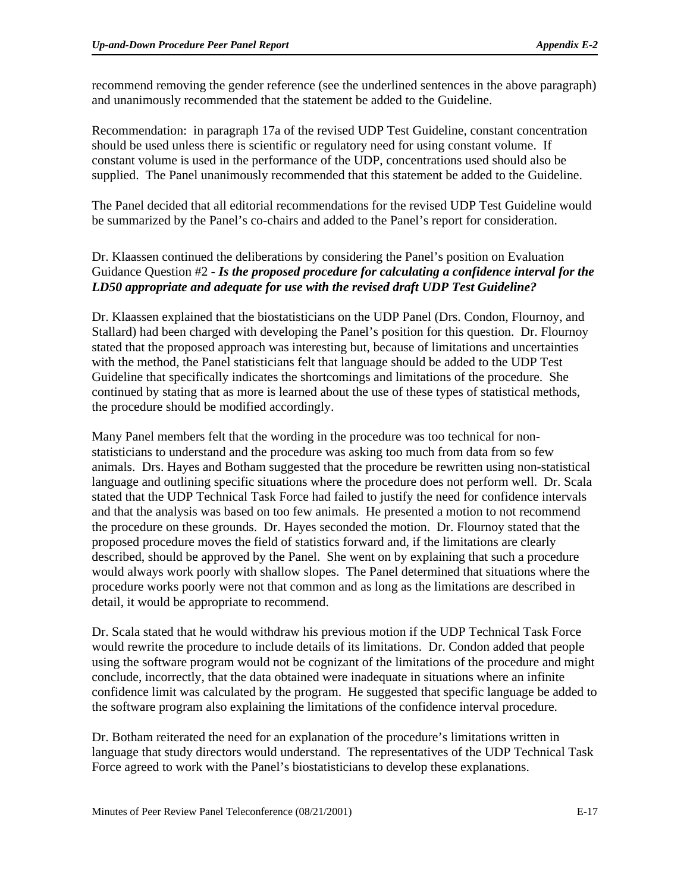recommend removing the gender reference (see the underlined sentences in the above paragraph) and unanimously recommended that the statement be added to the Guideline.

Recommendation: in paragraph 17a of the revised UDP Test Guideline, constant concentration should be used unless there is scientific or regulatory need for using constant volume. If constant volume is used in the performance of the UDP, concentrations used should also be supplied. The Panel unanimously recommended that this statement be added to the Guideline.

The Panel decided that all editorial recommendations for the revised UDP Test Guideline would be summarized by the Panel's co-chairs and added to the Panel's report for consideration.

Dr. Klaassen continued the deliberations by considering the Panel's position on Evaluation Guidance Question #2 - ***Is the proposed procedure for calculating a confidence interval for the LD50 appropriate and adequate for use with the revised draft UDP Test Guideline?***

Dr. Klaassen explained that the biostatisticians on the UDP Panel (Drs. Condon, Flournoy, and Stallard) had been charged with developing the Panel's position for this question. Dr. Flournoy stated that the proposed approach was interesting but, because of limitations and uncertainties with the method, the Panel statisticians felt that language should be added to the UDP Test Guideline that specifically indicates the shortcomings and limitations of the procedure. She continued by stating that as more is learned about the use of these types of statistical methods, the procedure should be modified accordingly.

Many Panel members felt that the wording in the procedure was too technical for non-statisticians to understand and the procedure was asking too much from data from so few animals. Drs. Hayes and Botham suggested that the procedure be rewritten using non-statistical language and outlining specific situations where the procedure does not perform well. Dr. Scala stated that the UDP Technical Task Force had failed to justify the need for confidence intervals and that the analysis was based on too few animals. He presented a motion to not recommend the procedure on these grounds. Dr. Hayes seconded the motion. Dr. Flournoy stated that the proposed procedure moves the field of statistics forward and, if the limitations are clearly described, should be approved by the Panel. She went on by explaining that such a procedure would always work poorly with shallow slopes. The Panel determined that situations where the procedure works poorly were not that common and as long as the limitations are described in detail, it would be appropriate to recommend.

Dr. Scala stated that he would withdraw his previous motion if the UDP Technical Task Force would rewrite the procedure to include details of its limitations. Dr. Condon added that people using the software program would not be cognizant of the limitations of the procedure and might conclude, incorrectly, that the data obtained were inadequate in situations where an infinite confidence limit was calculated by the program. He suggested that specific language be added to the software program also explaining the limitations of the confidence interval procedure.

Dr. Botham reiterated the need for an explanation of the procedure's limitations written in language that study directors would understand. The representatives of the UDP Technical Task Force agreed to work with the Panel's biostatisticians to develop these explanations.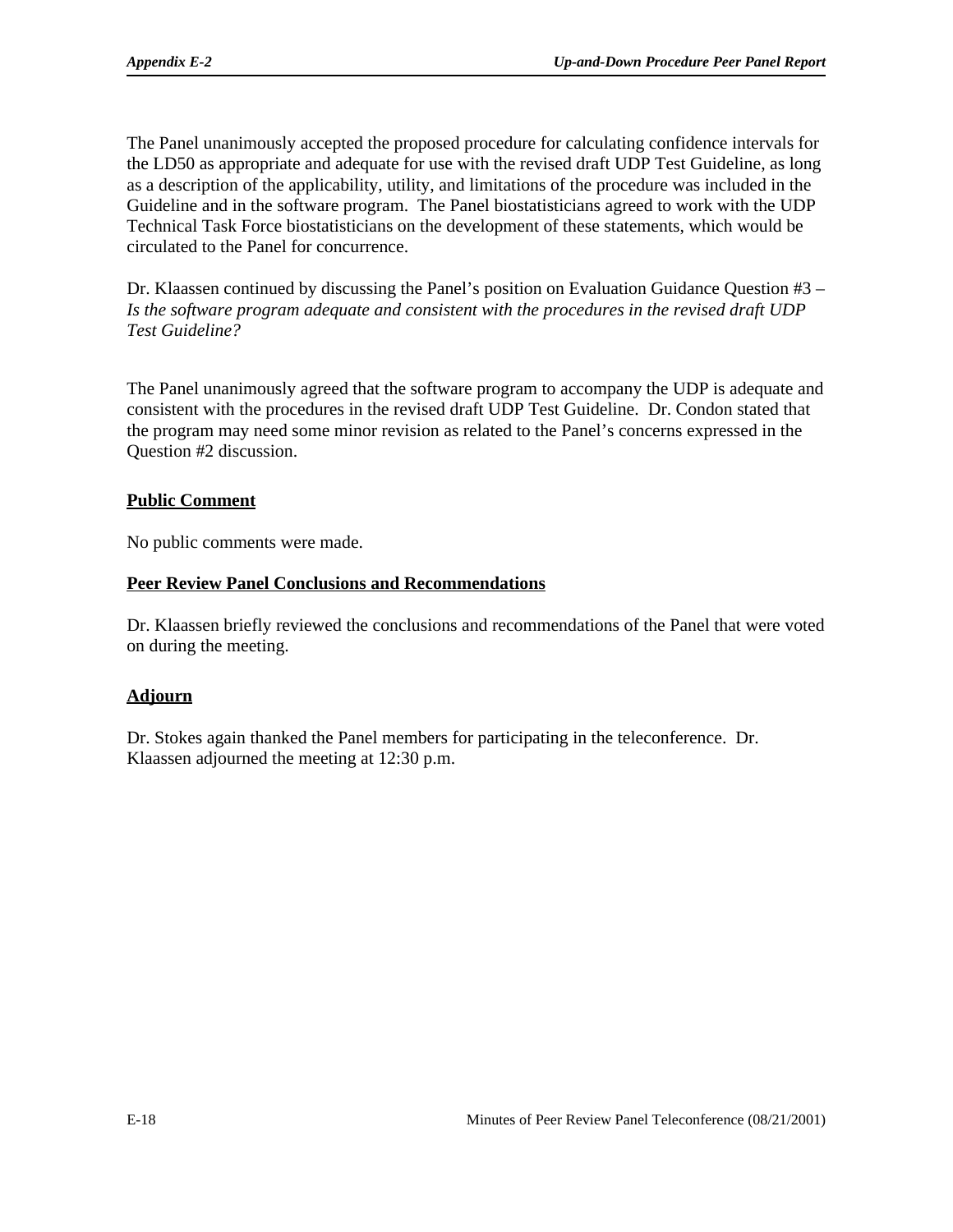The Panel unanimously accepted the proposed procedure for calculating confidence intervals for the LD50 as appropriate and adequate for use with the revised draft UDP Test Guideline, as long as a description of the applicability, utility, and limitations of the procedure was included in the Guideline and in the software program. The Panel biostatisticians agreed to work with the UDP Technical Task Force biostatisticians on the development of these statements, which would be circulated to the Panel for concurrence.

Dr. Klaassen continued by discussing the Panel's position on Evaluation Guidance Question #3 – *Is the software program adequate and consistent with the procedures in the revised draft UDP Test Guideline?*

The Panel unanimously agreed that the software program to accompany the UDP is adequate and consistent with the procedures in the revised draft UDP Test Guideline. Dr. Condon stated that the program may need some minor revision as related to the Panel's concerns expressed in the Question #2 discussion.

**Public Comment**

No public comments were made.

**Peer Review Panel Conclusions and Recommendations**

Dr. Klaassen briefly reviewed the conclusions and recommendations of the Panel that were voted on during the meeting.

**Adjourn**

Dr. Stokes again thanked the Panel members for participating in the teleconference. Dr. Klaassen adjourned the meeting at 12:30 p.m.